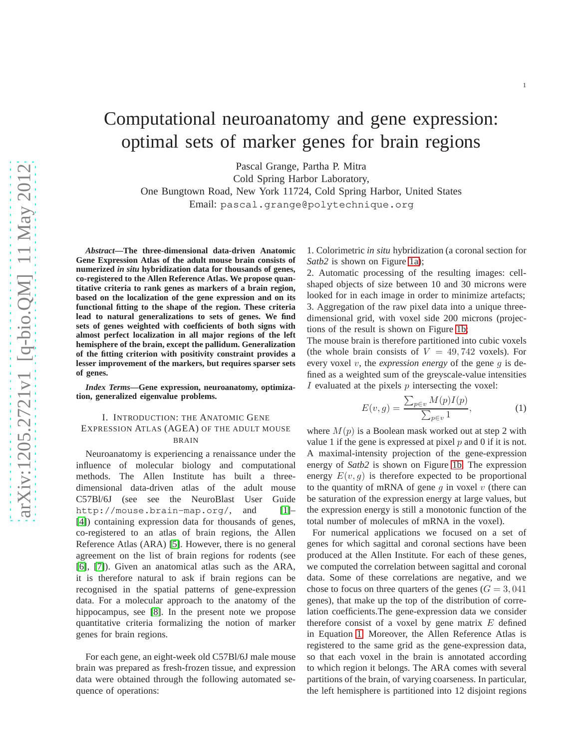# Computational neuroanatomy and gene expression: optimal sets of marker genes for brain regions

Pascal Grange, Partha P. Mitra
Cold Spring Harbor Laboratory,
One Bungtown Road, New York 11724, Cold Spring Harbor, United States
Email: pascal.grange@polytechnique.org

***Abstract*—The three-dimensional data-driven Anatomic Gene Expression Atlas of the adult mouse brain consists of numerized *in situ* hybridization data for thousands of genes, co-registered to the Allen Reference Atlas. We propose quantitative criteria to rank genes as markers of a brain region, based on the localization of the gene expression and on its functional fitting to the shape of the region. These criteria lead to natural generalizations to sets of genes. We find sets of genes weighted with coefficients of both signs with almost perfect localization in all major regions of the left hemisphere of the brain, except the pallidum. Generalization of the fitting criterion with positivity constraint provides a lesser improvement of the markers, but requires sparser sets of genes.**

***Index Terms*—Gene expression, neuroanatomy, optimization, generalized eigenvalue problems.**

## I. Introduction: the Anatomic Gene Expression Atlas (AGEA) of the adult mouse brain

Neuroanatomy is experiencing a renaissance under the influence of molecular biology and computational methods. The Allen Institute has built a three-dimensional data-driven atlas of the adult mouse C57Bl/6J (see see the NeuroBlast User Guide http://mouse.brain-map.org/, and [1]–[4]) containing expression data for thousands of genes, co-registered to an atlas of brain regions, the Allen Reference Atlas (ARA) [5]. However, there is no general agreement on the list of brain regions for rodents (see [6], [7]). Given an anatomical atlas such as the ARA, it is therefore natural to ask if brain regions can be recognised in the spatial patterns of gene-expression data. For a molecular approach to the anatomy of the hippocampus, see [8]. In the present note we propose quantitative criteria formalizing the notion of marker genes for brain regions.

For each gene, an eight-week old C57Bl/6J male mouse brain was prepared as fresh-frozen tissue, and expression data were obtained through the following automated sequence of operations:

1. Colorimetric *in situ* hybridization (a coronal section for *Satb2* is shown on Figure 1a);
2. Automatic processing of the resulting images: cell-shaped objects of size between 10 and 30 microns were looked for in each image in order to minimize artefacts;
3. Aggregation of the raw pixel data into a unique three-dimensional grid, with voxel side 200 microns (projections of the result is shown on Figure 1b;

The mouse brain is therefore partitioned into cubic voxels (the whole brain consists of $V = 49,742$ voxels). For every voxel $v$, the *expression energy* of the gene $g$ is defined as a weighted sum of the greyscale-value intensities $I$ evaluated at the pixels $p$ intersecting the voxel:

$$E(v,g) = \frac{\sum_{p \in v} M(p) I(p)}{\sum_{p \in v} 1}, \tag{1}$$

where $M(p)$ is a Boolean mask worked out at step 2 with value 1 if the gene is expressed at pixel $p$ and 0 if it is not. A maximal-intensity projection of the gene-expression energy of *Satb2* is shown on Figure 1b. The expression energy $E(v,g)$ is therefore expected to be proportional to the quantity of mRNA of gene $g$ in voxel $v$ (there can be saturation of the expression energy at large values, but the expression energy is still a monotonic function of the total number of molecules of mRNA in the voxel).

For numerical applications we focused on a set of genes for which sagittal and coronal sections have been produced at the Allen Institute. For each of these genes, we computed the correlation between sagittal and coronal data. Some of these correlations are negative, and we chose to focus on three quarters of the genes ($G = 3,041$ genes), that make up the top of the distribution of correlation coefficients.The gene-expression data we consider therefore consist of a voxel by gene matrix $E$ defined in Equation 1. Moreover, the Allen Reference Atlas is registered to the same grid as the gene-expression data, so that each voxel in the brain is annotated according to which region it belongs. The ARA comes with several partitions of the brain, of varying coarseness. In particular, the left hemisphere is partitioned into 12 disjoint regions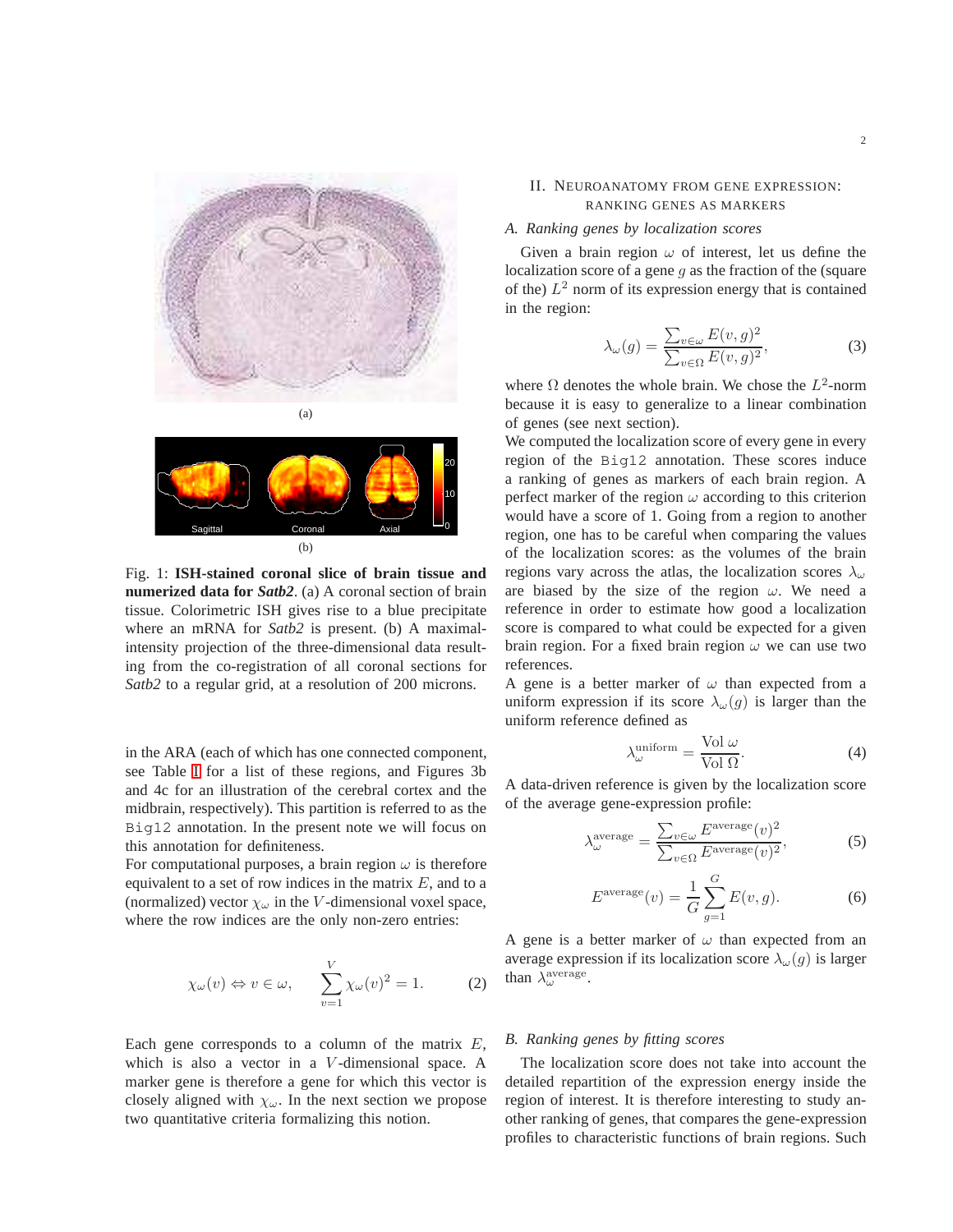Fig. 1: **ISH-stained coronal slice of brain tissue and numerized data for *Satb2*.** (a) A coronal section of brain tissue. Colorimetric ISH gives rise to a blue precipitate where an mRNA for *Satb2* is present. (b) A maximal-intensity projection of the three-dimensional data resulting from the co-registration of all coronal sections for *Satb2* to a regular grid, at a resolution of 200 microns.

in the ARA (each of which has one connected component, see Table I for a list of these regions, and Figures 3b and 4c for an illustration of the cerebral cortex and the midbrain, respectively). This partition is referred to as the `Big12` annotation. In the present note we will focus on this annotation for definiteness.

For computational purposes, a brain region $\omega$ is therefore equivalent to a set of row indices in the matrix $E$, and to a (normalized) vector $\chi_\omega$ in the $V$-dimensional voxel space, where the row indices are the only non-zero entries:

$$\chi_\omega(v) \Leftrightarrow v \in \omega, \qquad \sum_{v=1}^{V} \chi_\omega(v)^2 = 1. \tag{2}$$

Each gene corresponds to a column of the matrix $E$, which is also a vector in a $V$-dimensional space. A marker gene is therefore a gene for which this vector is closely aligned with $\chi_\omega$. In the next section we propose two quantitative criteria formalizing this notion.

## II. Neuroanatomy from gene expression: ranking genes as markers

### A. Ranking genes by localization scores

Given a brain region $\omega$ of interest, let us define the localization score of a gene $g$ as the fraction of the (square of the) $L^2$ norm of its expression energy that is contained in the region:

$$\lambda_\omega(g) = \frac{\sum_{v\in\omega} E(v,g)^2}{\sum_{v\in\Omega} E(v,g)^2}, \tag{3}$$

where $\Omega$ denotes the whole brain. We chose the $L^2$-norm because it is easy to generalize to a linear combination of genes (see next section).

We computed the localization score of every gene in every region of the `Big12` annotation. These scores induce a ranking of genes as markers of each brain region. A perfect marker of the region $\omega$ according to this criterion would have a score of 1. Going from a region to another region, one has to be careful when comparing the values of the localization scores: as the volumes of the brain regions vary across the atlas, the localization scores $\lambda_\omega$ are biased by the size of the region $\omega$. We need a reference in order to estimate how good a localization score is compared to what could be expected for a given brain region. For a fixed brain region $\omega$ we can use two references.

A gene is a better marker of $\omega$ than expected from a uniform expression if its score $\lambda_\omega(g)$ is larger than the uniform reference defined as

$$\lambda_\omega^{\rm uniform} = \frac{\mathrm{Vol}\ \omega}{\mathrm{Vol}\ \Omega}. \tag{4}$$

A data-driven reference is given by the localization score of the average gene-expression profile:

$$\lambda_\omega^{\rm average} = \frac{\sum_{v\in\omega} E^{\rm average}(v)^2}{\sum_{v\in\Omega} E^{\rm average}(v)^2}, \tag{5}$$

$$E^{\rm average}(v) = \frac{1}{G}\sum_{g=1}^{G} E(v,g). \tag{6}$$

A gene is a better marker of $\omega$ than expected from an average expression if its localization score $\lambda_\omega(g)$ is larger than $\lambda_\omega^{\rm average}$.

### B. Ranking genes by fitting scores

The localization score does not take into account the detailed repartition of the expression energy inside the region of interest. It is therefore interesting to study another ranking of genes, that compares the gene-expression profiles to characteristic functions of brain regions. Such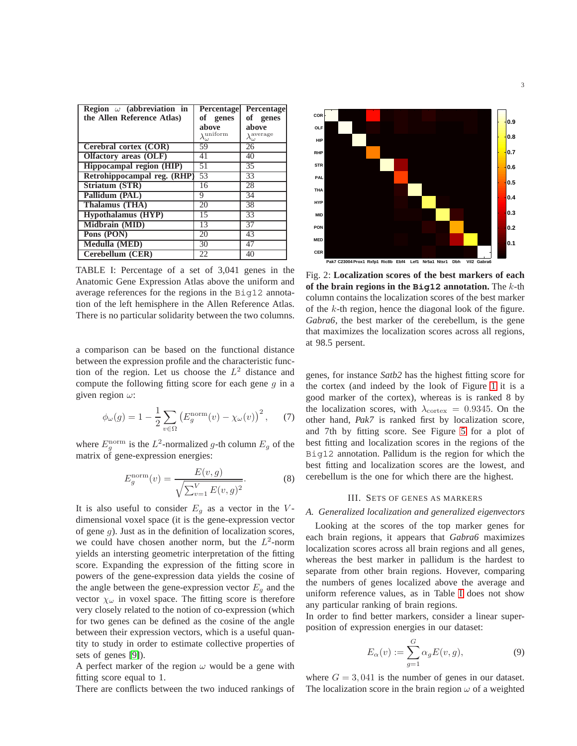| Region $\omega$ (abbreviation in the Allen Reference Atlas) | Percentage of genes above $\lambda_\omega^{\text{uniform}}$ | Percentage of genes above $\lambda_\omega^{\text{average}}$ |
|---|---|---|
| **Cerebral cortex (COR)** | 59 | 26 |
| **Olfactory areas (OLF)** | 41 | 40 |
| **Hippocampal region (HIP)** | 51 | 35 |
| **Retrohippocampal reg. (RHP)** | 53 | 33 |
| **Striatum (STR)** | 16 | 28 |
| **Pallidum (PAL)** | 9 | 34 |
| **Thalamus (THA)** | 20 | 38 |
| **Hypothalamus (HYP)** | 15 | 33 |
| **Midbrain (MID)** | 13 | 37 |
| **Pons (PON)** | 20 | 43 |
| **Medulla (MED)** | 30 | 47 |
| **Cerebellum (CER)** | 22 | 40 |

TABLE I: Percentage of a set of 3,041 genes in the Anatomic Gene Expression Atlas above the uniform and average references for the regions in the `Big12` annotation of the left hemisphere in the Allen Reference Atlas. There is no particular solidarity between the two columns.

a comparison can be based on the functional distance between the expression profile and the characteristic function of the region. Let us choose the $L^2$ distance and compute the following fitting score for each gene $g$ in a given region $\omega$:

$$\phi_\omega(g) = 1 - \frac{1}{2}\sum_{v\in\Omega}\left(E_g^{\text{norm}}(v) - \chi_\omega(v)\right)^2, \qquad (7)$$

where $E_g^{\text{norm}}$ is the $L^2$-normalized $g$-th column $E_g$ of the matrix of gene-expression energies:

$$E_g^{\text{norm}}(v) = \frac{E(v,g)}{\sqrt{\sum_{v=1}^{V} E(v,g)^2}}. \qquad (8)$$

It is also useful to consider $E_g$ as a vector in the $V$-dimensional voxel space (it is the gene-expression vector of gene $g$). Just as in the definition of localization scores, we could have chosen another norm, but the $L^2$-norm yields an intersting geometric interpretation of the fitting score. Expanding the expression of the fitting score in powers of the gene-expression data yields the cosine of the angle between the gene-expression vector $E_g$ and the vector $\chi_\omega$ in voxel space. The fitting score is therefore very closely related to the notion of co-expression (which for two genes can be defined as the cosine of the angle between their expression vectors, which is a useful quantity to study in order to estimate collective properties of sets of genes [9]).

A perfect marker of the region $\omega$ would be a gene with fitting score equal to 1.

There are conflicts between the two induced rankings of

Fig. 2: **Localization scores of the best markers of each of the brain regions in the `Big12` annotation.** The $k$-th column contains the localization scores of the best marker of the $k$-th region, hence the diagonal look of the figure. *Gabra6*, the best marker of the cerebellum, is the gene that maximizes the localization scores across all regions, at 98.5 persent.

genes, for instance *Satb2* has the highest fitting score for the cortex (and indeed by the look of Figure 1 it is a good marker of the cortex), whereas is is ranked 8 by the localization scores, with $\lambda_{\text{cortex}} = 0.9345$. On the other hand, *Pak7* is ranked first by localization score, and 7th by fitting score. See Figure 5 for a plot of best fitting and localization scores in the regions of the `Big12` annotation. Pallidum is the region for which the best fitting and localization scores are the lowest, and cerebellum is the one for which there are the highest.

## III. Sets of genes as markers

### A. Generalized localization and generalized eigenvectors

Looking at the scores of the top marker genes for each brain regions, it appears that *Gabra6* maximizes localization scores across all brain regions and all genes, whereas the best marker in pallidum is the hardest to separate from other brain regions. Hovever, comparing the numbers of genes localized above the average and uniform reference values, as in Table I does not show any particular ranking of brain regions.

In order to find better markers, consider a linear superposition of expression energies in our dataset:

$$E_\alpha(v) := \sum_{g=1}^{G}\alpha_g E(v,g), \qquad (9)$$

where $G = 3,041$ is the number of genes in our dataset. The localization score in the brain region $\omega$ of a weighted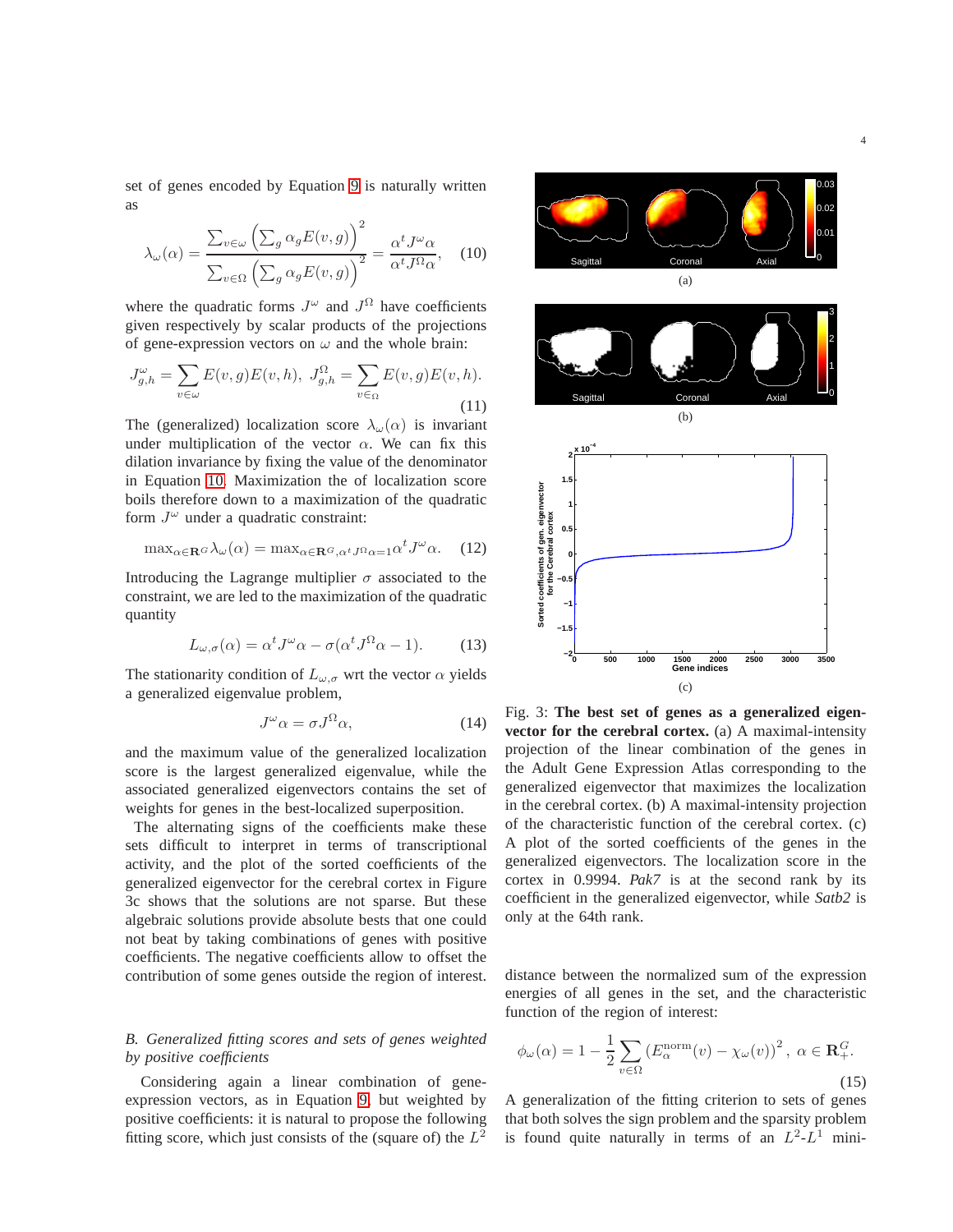set of genes encoded by Equation 9 is naturally written as

$$\lambda_\omega(\alpha) = \frac{\sum_{v\in\omega}\left(\sum_g \alpha_g E(v,g)\right)^2}{\sum_{v\in\Omega}\left(\sum_g \alpha_g E(v,g)\right)^2} = \frac{\alpha^t J^\omega \alpha}{\alpha^t J^\Omega \alpha}, \quad (10)$$

where the quadratic forms $J^\omega$ and $J^\Omega$ have coefficients given respectively by scalar products of the projections of gene-expression vectors on $\omega$ and the whole brain:

$$J^\omega_{g,h} = \sum_{v\in\omega} E(v,g)E(v,h),\ J^\Omega_{g,h} = \sum_{v\in\Omega} E(v,g)E(v,h). \quad (11)$$

The (generalized) localization score $\lambda_\omega(\alpha)$ is invariant under multiplication of the vector $\alpha$. We can fix this dilation invariance by fixing the value of the denominator in Equation 10. Maximization the of localization score boils therefore down to a maximization of the quadratic form $J^\omega$ under a quadratic constraint:

$$\max_{\alpha\in\mathbf{R}^G}\lambda_\omega(\alpha) = \max_{\alpha\in\mathbf{R}^G, \alpha^t J^\Omega\alpha=1}\alpha^t J^\omega \alpha. \quad (12)$$

Introducing the Lagrange multiplier $\sigma$ associated to the constraint, we are led to the maximization of the quadratic quantity

$$L_{\omega,\sigma}(\alpha) = \alpha^t J^\omega \alpha - \sigma(\alpha^t J^\Omega \alpha - 1). \quad (13)$$

The stationarity condition of $L_{\omega,\sigma}$ wrt the vector $\alpha$ yields a generalized eigenvalue problem,

$$J^\omega \alpha = \sigma J^\Omega \alpha, \quad (14)$$

and the maximum value of the generalized localization score is the largest generalized eigenvalue, while the associated generalized eigenvectors contains the set of weights for genes in the best-localized superposition.

The alternating signs of the coefficients make these sets difficult to interpret in terms of transcriptional activity, and the plot of the sorted coefficients of the generalized eigenvector for the cerebral cortex in Figure 3c shows that the solutions are not sparse. But these algebraic solutions provide absolute bests that one could not beat by taking combinations of genes with positive coefficients. The negative coefficients allow to offset the contribution of some genes outside the region of interest.

Fig. 3: **The best set of genes as a generalized eigenvector for the cerebral cortex.** (a) A maximal-intensity projection of the linear combination of the genes in the Adult Gene Expression Atlas corresponding to the generalized eigenvector that maximizes the localization in the cerebral cortex. (b) A maximal-intensity projection of the characteristic function of the cerebral cortex. (c) A plot of the sorted coefficients of the genes in the generalized eigenvectors. The localization score in the cortex in 0.9994. *Pak7* is at the second rank by its coefficient in the generalized eigenvector, while *Satb2* is only at the 64th rank.

### B. Generalized fitting scores and sets of genes weighted by positive coefficients

Considering again a linear combination of gene-expression vectors, as in Equation 9, but weighted by positive coefficients: it is natural to propose the following fitting score, which just consists of the (square of) the $L^2$ distance between the normalized sum of the expression energies of all genes in the set, and the characteristic function of the region of interest:

$$\phi_\omega(\alpha) = 1 - \frac{1}{2}\sum_{v\in\Omega}\left(E^{\mathrm{norm}}_\alpha(v) - \chi_\omega(v)\right)^2,\ \alpha\in\mathbf{R}^G_+. \quad (15)$$

A generalization of the fitting criterion to sets of genes that both solves the sign problem and the sparsity problem is found quite naturally in terms of an $L^2$-$L^1$ mini-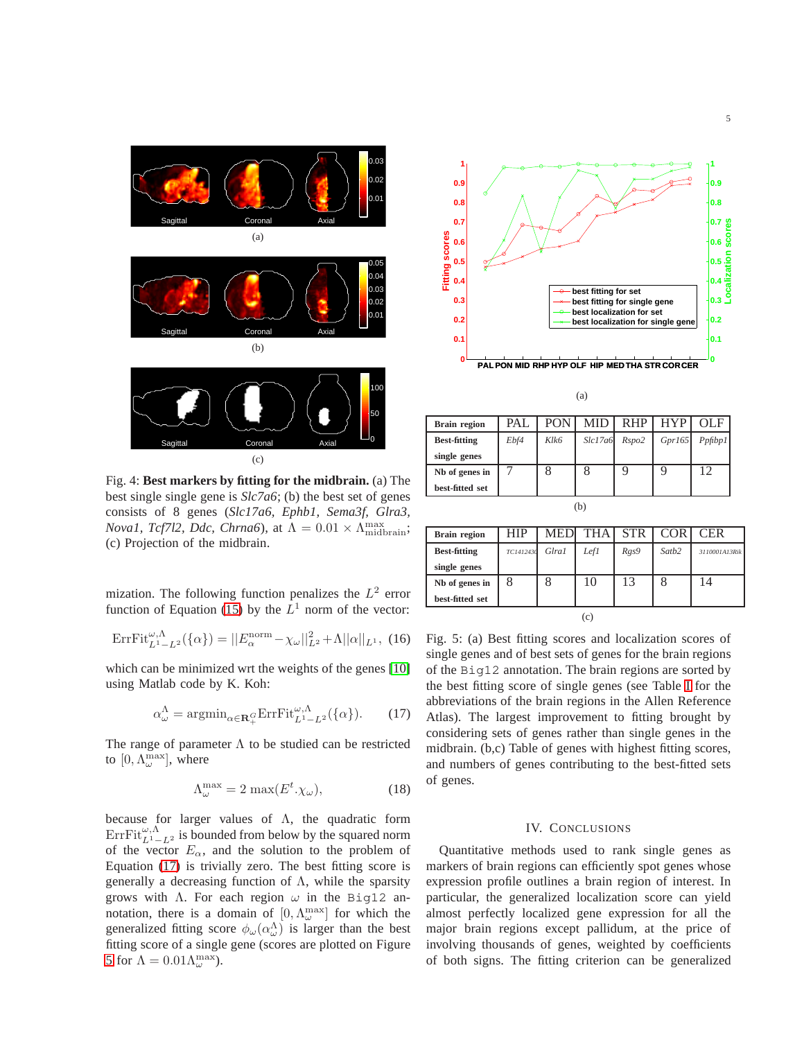(a)

(b)

(c)

Fig. 4: **Best markers by fitting for the midbrain.** (a) The best single single gene is *Slc7a6*; (b) the best set of genes consists of 8 genes (*Slc17a6, Ephb1, Sema3f, Glra3, Nova1, Tcf7l2, Ddc, Chrna6*), at $\Lambda = 0.01 \times \Lambda^{\max}_{\mathrm{midbrain}}$; (c) Projection of the midbrain.

mization. The following function penalizes the $L^2$ error function of Equation (15) by the $L^1$ norm of the vector:

$$\mathrm{ErrFit}^{\omega,\Lambda}_{L^1-L^2}(\{\alpha\}) = ||E^{\mathrm{norm}}_\alpha - \chi_\omega||^2_{L^2} + \Lambda||\alpha||_{L^1}, \quad (16)$$

which can be minimized wrt the weights of the genes [10] using Matlab code by K. Koh:

$$\alpha^\Lambda_\omega = \mathrm{argmin}_{\alpha \in \mathbf{R}^G_+} \mathrm{ErrFit}^{\omega,\Lambda}_{L^1-L^2}(\{\alpha\}). \quad (17)$$

The range of parameter $\Lambda$ to be studied can be restricted to $[0, \Lambda^{\max}_\omega]$, where

$$\Lambda^{\max}_\omega = 2 \max(E^t.\chi_\omega), \quad (18)$$

because for larger values of $\Lambda$, the quadratic form $\mathrm{ErrFit}^{\omega,\Lambda}_{L^1-L^2}$ is bounded from below by the squared norm of the vector $E_\alpha$, and the solution to the problem of Equation (17) is trivially zero. The best fitting score is generally a decreasing function of $\Lambda$, while the sparsity grows with $\Lambda$. For each region $\omega$ in the `Big12` annotation, there is a domain of $[0, \Lambda^{\max}_\omega]$ for which the generalized fitting score $\phi_\omega(\alpha^\Lambda_\omega)$ is larger than the best fitting score of a single gene (scores are plotted on Figure 5 for $\Lambda = 0.01\Lambda^{\max}_\omega$).

(a)

| Brain region | PAL | PON | MID | RHP | HYP | OLF |
|---|---|---|---|---|---|---|
| Best-fitting single genes | *Ebf4* | *Klk6* | *Slc17a6* | *Rspo2* | *Gpr165* | *Ppfibp1* |
| Nb of genes in best-fitted set | 7 | 8 | 8 | 9 | 9 | 12 |

(b)

| Brain region | HIP | MED | THA | STR | COR | CER |
|---|---|---|---|---|---|---|
| Best-fitting single genes | *TC1412430* | *Glra1* | *Lef1* | *Rgs9* | *Satb2* | *3110001A13Rik* |
| Nb of genes in best-fitted set | 8 | 8 | 10 | 13 | 8 | 14 |

(c)

Fig. 5: (a) Best fitting scores and localization scores of single genes and of best sets of genes for the brain regions of the `Big12` annotation. The brain regions are sorted by the best fitting score of single genes (see Table I for the abbreviations of the brain regions in the Allen Reference Atlas). The largest improvement to fitting brought by considering sets of genes rather than single genes in the midbrain. (b,c) Table of genes with highest fitting scores, and numbers of genes contributing to the best-fitted sets of genes.

## IV. Conclusions

Quantitative methods used to rank single genes as markers of brain regions can efficiently spot genes whose expression profile outlines a brain region of interest. In particular, the generalized localization score can yield almost perfectly localized gene expression for all the major brain regions except pallidum, at the price of involving thousands of genes, weighted by coefficients of both signs. The fitting criterion can be generalized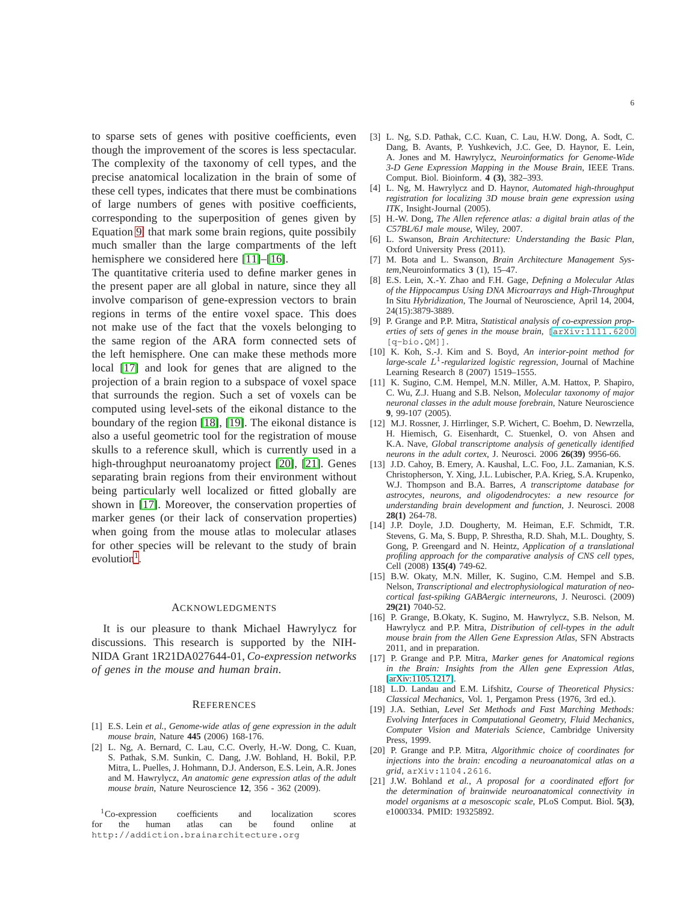to sparse sets of genes with positive coefficients, even though the improvement of the scores is less spectacular. The complexity of the taxonomy of cell types, and the precise anatomical localization in the brain of some of these cell types, indicates that there must be combinations of large numbers of genes with positive coefficients, corresponding to the superposition of genes given by Equation 9 that mark some brain regions, quite possibly much smaller than the large compartments of the left hemisphere we considered here [11]–[16].

The quantitative criteria used to define marker genes in the present paper are all global in nature, since they all involve comparison of gene-expression vectors to brain regions in terms of the entire voxel space. This does not make use of the fact that the voxels belonging to the same region of the ARA form connected sets of the left hemisphere. One can make these methods more local [17] and look for genes that are aligned to the projection of a brain region to a subspace of voxel space that surrounds the region. Such a set of voxels can be computed using level-sets of the eikonal distance to the boundary of the region [18], [19]. The eikonal distance is also a useful geometric tool for the registration of mouse skulls to a reference skull, which is currently used in a high-throughput neuroanatomy project [20], [21]. Genes separating brain regions from their environment without being particularly well localized or fitted globally are shown in [17]. Moreover, the conservation properties of marker genes (or their lack of conservation properties) when going from the mouse atlas to molecular atlases for other species will be relevant to the study of brain evolution[1].

## Acknowledgments

It is our pleasure to thank Michael Hawrylycz for discussions. This research is supported by the NIH-NIDA Grant 1R21DA027644-01, *Co-expression networks of genes in the mouse and human brain*.

## References

[1] E.S. Lein *et al.*, *Genome-wide atlas of gene expression in the adult mouse brain*, Nature **445** (2006) 168-176.

[2] L. Ng, A. Bernard, C. Lau, C.C. Overly, H.-W. Dong, C. Kuan, S. Pathak, S.M. Sunkin, C. Dang, J.W. Bohland, H. Bokil, P.P. Mitra, L. Puelles, J. Hohmann, D.J. Anderson, E.S. Lein, A.R. Jones and M. Hawrylycz, *An anatomic gene expression atlas of the adult mouse brain*, Nature Neuroscience **12**, 356 - 362 (2009).

[3] L. Ng, S.D. Pathak, C.C. Kuan, C. Lau, H.W. Dong, A. Sodt, C. Dang, B. Avants, P. Yushkevich, J.C. Gee, D. Haynor, E. Lein, A. Jones and M. Hawrylycz, *Neuroinformatics for Genome-Wide 3-D Gene Expression Mapping in the Mouse Brain*, IEEE Trans. Comput. Biol. Bioinform. **4 (3)**, 382–393.

[4] L. Ng, M. Hawrylycz and D. Haynor, *Automated high-throughput registration for localizing 3D mouse brain gene expression using ITK*, Insight-Journal (2005).

[5] H.-W. Dong, *The Allen reference atlas: a digital brain atlas of the C57BL/6J male mouse*, Wiley, 2007.

[6] L. Swanson, *Brain Architecture: Understanding the Basic Plan*, Oxford University Press (2011).

[7] M. Bota and L. Swanson, *Brain Architecture Management System*, Neuroinformatics **3** (1), 15–47.

[8] E.S. Lein, X.-Y. Zhao and F.H. Gage, *Defining a Molecular Atlas of the Hippocampus Using DNA Microarrays and High-Throughput* In Situ *Hybridization*, The Journal of Neuroscience, April 14, 2004, 24(15):3879-3889.

[9] P. Grange and P.P. Mitra, *Statistical analysis of co-expression properties of sets of genes in the mouse brain*, [arXiv:1111.6200 [q-bio.QM]].

[10] K. Koh, S.-J. Kim and S. Boyd, *An interior-point method for large-scale $L^1$-regularized logistic regression*, Journal of Machine Learning Research 8 (2007) 1519–1555.

[11] K. Sugino, C.M. Hempel, M.N. Miller, A.M. Hattox, P. Shapiro, C. Wu, Z.J. Huang and S.B. Nelson, *Molecular taxonomy of major neuronal classes in the adult mouse forebrain*, Nature Neuroscience **9**, 99-107 (2005).

[12] M.J. Rossner, J. Hirrlinger, S.P. Wichert, C. Boehm, D. Newrzella, H. Hiemisch, G. Eisenhardt, C. Stuenkel, O. von Ahsen and K.A. Nave, *Global transcriptome analysis of genetically identified neurons in the adult cortex*, J. Neurosci. 2006 **26(39)** 9956-66.

[13] J.D. Cahoy, B. Emery, A. Kaushal, L.C. Foo, J.L. Zamanian, K.S. Christopherson, Y. Xing, J.L. Lubischer, P.A. Krieg, S.A. Krupenko, W.J. Thompson and B.A. Barres, *A transcriptome database for astrocytes, neurons, and oligodendrocytes: a new resource for understanding brain development and function*, J. Neurosci. 2008 **28(1)** 264-78.

[14] J.P. Doyle, J.D. Dougherty, M. Heiman, E.F. Schmidt, T.R. Stevens, G. Ma, S. Bupp, P. Shrestha, R.D. Shah, M.L. Doughty, S. Gong, P. Greengard and N. Heintz, *Application of a translational profiling approach for the comparative analysis of CNS cell types*, Cell (2008) **135(4)** 749-62.

[15] B.W. Okaty, M.N. Miller, K. Sugino, C.M. Hempel and S.B. Nelson, *Transcriptional and electrophysiological maturation of neocortical fast-spiking GABAergic interneurons*, J. Neurosci. (2009) **29(21)** 7040-52.

[16] P. Grange, B.Okaty, K. Sugino, M. Hawrylycz, S.B. Nelson, M. Hawrylycz and P.P. Mitra, *Distribution of cell-types in the adult mouse brain from the Allen Gene Expression Atlas*, SFN Abstracts 2011, and in preparation.

[17] P. Grange and P.P. Mitra, *Marker genes for Anatomical regions in the Brain: Insights from the Allen gene Expression Atlas*, [arXiv:1105.1217].

[18] L.D. Landau and E.M. Lifshitz, *Course of Theoretical Physics: Classical Mechanics*, Vol. 1, Pergamon Press (1976, 3rd ed.).

[19] J.A. Sethian, *Level Set Methods and Fast Marching Methods: Evolving Interfaces in Computational Geometry, Fluid Mechanics, Computer Vision and Materials Science*, Cambridge University Press, 1999.

[20] P. Grange and P.P. Mitra, *Algorithmic choice of coordinates for injections into the brain: encoding a neuroanatomical atlas on a grid*, arXiv:1104.2616.

[21] J.W. Bohland *et al.*, *A proposal for a coordinated effort for the determination of brainwide neuroanatomical connectivity in model organisms at a mesoscopic scale*, PLoS Comput. Biol. **5(3)**, e1000334. PMID: 19325892.

[1] Co-expression coefficients and localization scores for the human atlas can be found online at http://addiction.brainarchitecture.org